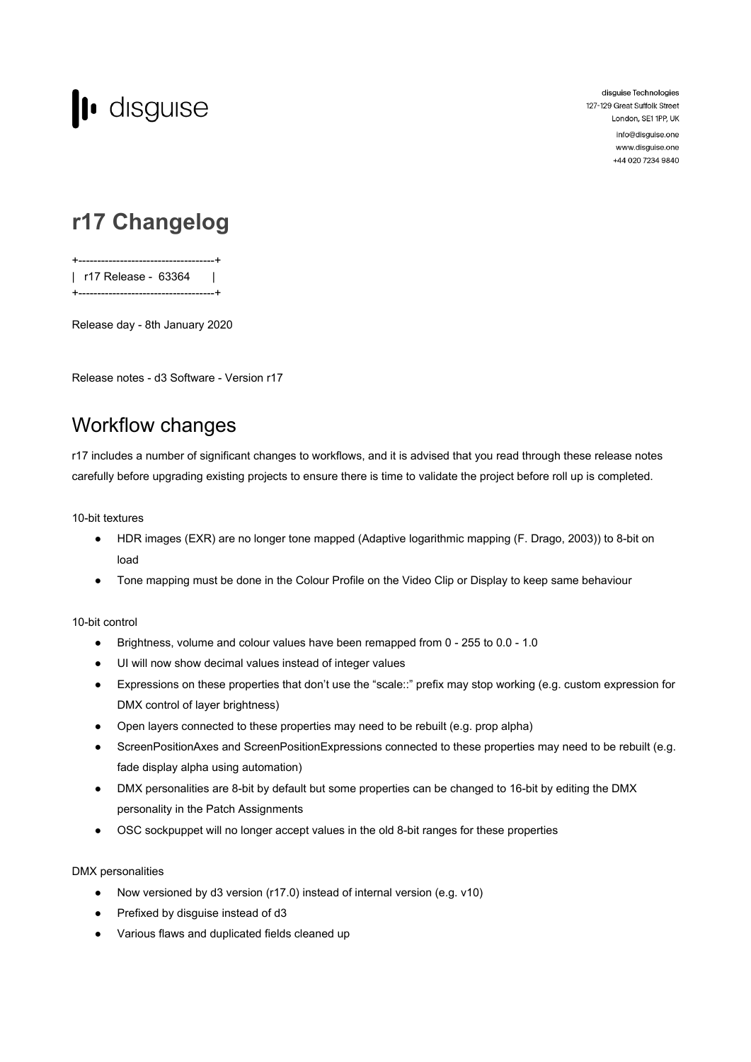disguise

disguise Technologies
127-129 Great Suffolk Street
London, SE1 1PP, UK
info@disguise.one
www.disguise.one
+44 020 7234 9840

# r17 Changelog

```
+------------------------------------+
|  r17 Release -  63364       |
+------------------------------------+
```

Release day - 8th January 2020

Release notes - d3 Software - Version r17

## Workflow changes

r17 includes a number of significant changes to workflows, and it is advised that you read through these release notes carefully before upgrading existing projects to ensure there is time to validate the project before roll up is completed.

10-bit textures

- HDR images (EXR) are no longer tone mapped (Adaptive logarithmic mapping (F. Drago, 2003)) to 8-bit on load
- Tone mapping must be done in the Colour Profile on the Video Clip or Display to keep same behaviour

10-bit control

- Brightness, volume and colour values have been remapped from 0 - 255 to 0.0 - 1.0
- UI will now show decimal values instead of integer values
- Expressions on these properties that don't use the "scale::" prefix may stop working (e.g. custom expression for DMX control of layer brightness)
- Open layers connected to these properties may need to be rebuilt (e.g. prop alpha)
- ScreenPositionAxes and ScreenPositionExpressions connected to these properties may need to be rebuilt (e.g. fade display alpha using automation)
- DMX personalities are 8-bit by default but some properties can be changed to 16-bit by editing the DMX personality in the Patch Assignments
- OSC sockpuppet will no longer accept values in the old 8-bit ranges for these properties

DMX personalities

- Now versioned by d3 version (r17.0) instead of internal version (e.g. v10)
- Prefixed by disguise instead of d3
- Various flaws and duplicated fields cleaned up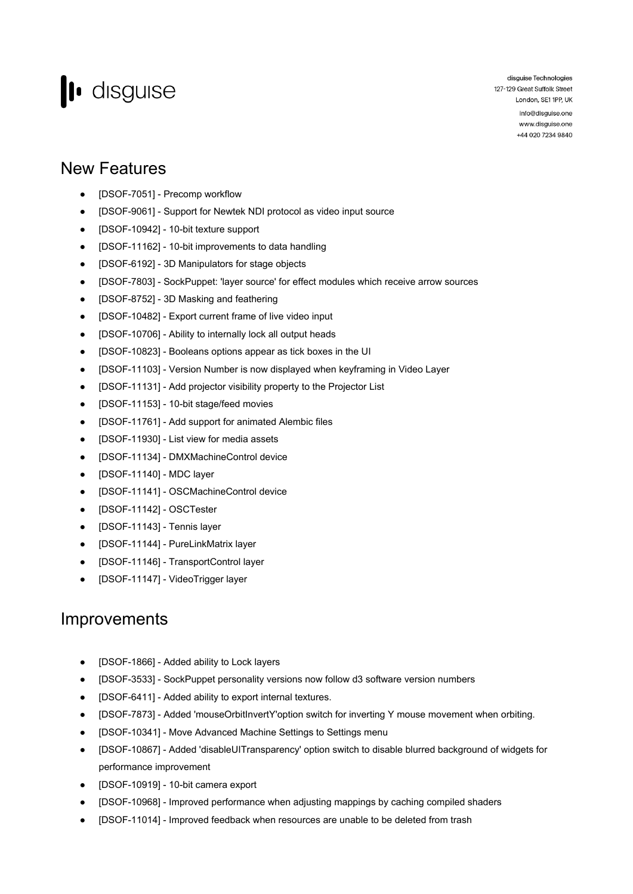## New Features

- [DSOF-7051] - Precomp workflow
- [DSOF-9061] - Support for Newtek NDI protocol as video input source
- [DSOF-10942] - 10-bit texture support
- [DSOF-11162] - 10-bit improvements to data handling
- [DSOF-6192] - 3D Manipulators for stage objects
- [DSOF-7803] - SockPuppet: 'layer source' for effect modules which receive arrow sources
- [DSOF-8752] - 3D Masking and feathering
- [DSOF-10482] - Export current frame of live video input
- [DSOF-10706] - Ability to internally lock all output heads
- [DSOF-10823] - Booleans options appear as tick boxes in the UI
- [DSOF-11103] - Version Number is now displayed when keyframing in Video Layer
- [DSOF-11131] - Add projector visibility property to the Projector List
- [DSOF-11153] - 10-bit stage/feed movies
- [DSOF-11761] - Add support for animated Alembic files
- [DSOF-11930] - List view for media assets
- [DSOF-11134] - DMXMachineControl device
- [DSOF-11140] - MDC layer
- [DSOF-11141] - OSCMachineControl device
- [DSOF-11142] - OSCTester
- [DSOF-11143] - Tennis layer
- [DSOF-11144] - PureLinkMatrix layer
- [DSOF-11146] - TransportControl layer
- [DSOF-11147] - VideoTrigger layer

## Improvements

- [DSOF-1866] - Added ability to Lock layers
- [DSOF-3533] - SockPuppet personality versions now follow d3 software version numbers
- [DSOF-6411] - Added ability to export internal textures.
- [DSOF-7873] - Added 'mouseOrbitInvertY'option switch for inverting Y mouse movement when orbiting.
- [DSOF-10341] - Move Advanced Machine Settings to Settings menu
- [DSOF-10867] - Added 'disableUITransparency' option switch to disable blurred background of widgets for performance improvement
- [DSOF-10919] - 10-bit camera export
- [DSOF-10968] - Improved performance when adjusting mappings by caching compiled shaders
- [DSOF-11014] - Improved feedback when resources are unable to be deleted from trash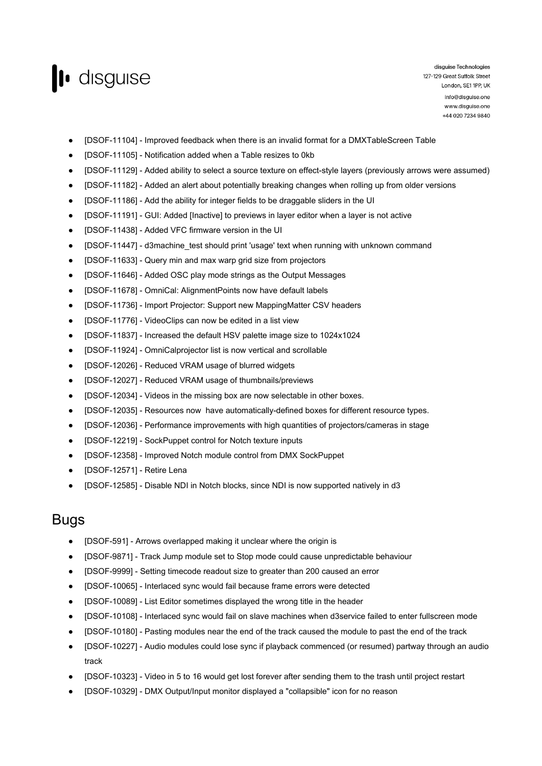- [DSOF-11104] - Improved feedback when there is an invalid format for a DMXTableScreen Table
- [DSOF-11105] - Notification added when a Table resizes to 0kb
- [DSOF-11129] - Added ability to select a source texture on effect-style layers (previously arrows were assumed)
- [DSOF-11182] - Added an alert about potentially breaking changes when rolling up from older versions
- [DSOF-11186] - Add the ability for integer fields to be draggable sliders in the UI
- [DSOF-11191] - GUI: Added [Inactive] to previews in layer editor when a layer is not active
- [DSOF-11438] - Added VFC firmware version in the UI
- [DSOF-11447] - d3machine_test should print 'usage' text when running with unknown command
- [DSOF-11633] - Query min and max warp grid size from projectors
- [DSOF-11646] - Added OSC play mode strings as the Output Messages
- [DSOF-11678] - OmniCal: AlignmentPoints now have default labels
- [DSOF-11736] - Import Projector: Support new MappingMatter CSV headers
- [DSOF-11776] - VideoClips can now be edited in a list view
- [DSOF-11837] - Increased the default HSV palette image size to 1024x1024
- [DSOF-11924] - OmniCalprojector list is now vertical and scrollable
- [DSOF-12026] - Reduced VRAM usage of blurred widgets
- [DSOF-12027] - Reduced VRAM usage of thumbnails/previews
- [DSOF-12034] - Videos in the missing box are now selectable in other boxes.
- [DSOF-12035] - Resources now have automatically-defined boxes for different resource types.
- [DSOF-12036] - Performance improvements with high quantities of projectors/cameras in stage
- [DSOF-12219] - SockPuppet control for Notch texture inputs
- [DSOF-12358] - Improved Notch module control from DMX SockPuppet
- [DSOF-12571] - Retire Lena
- [DSOF-12585] - Disable NDI in Notch blocks, since NDI is now supported natively in d3

## Bugs

- [DSOF-591] - Arrows overlapped making it unclear where the origin is
- [DSOF-9871] - Track Jump module set to Stop mode could cause unpredictable behaviour
- [DSOF-9999] - Setting timecode readout size to greater than 200 caused an error
- [DSOF-10065] - Interlaced sync would fail because frame errors were detected
- [DSOF-10089] - List Editor sometimes displayed the wrong title in the header
- [DSOF-10108] - Interlaced sync would fail on slave machines when d3service failed to enter fullscreen mode
- [DSOF-10180] - Pasting modules near the end of the track caused the module to past the end of the track
- [DSOF-10227] - Audio modules could lose sync if playback commenced (or resumed) partway through an audio track
- [DSOF-10323] - Video in 5 to 16 would get lost forever after sending them to the trash until project restart
- [DSOF-10329] - DMX Output/Input monitor displayed a "collapsible" icon for no reason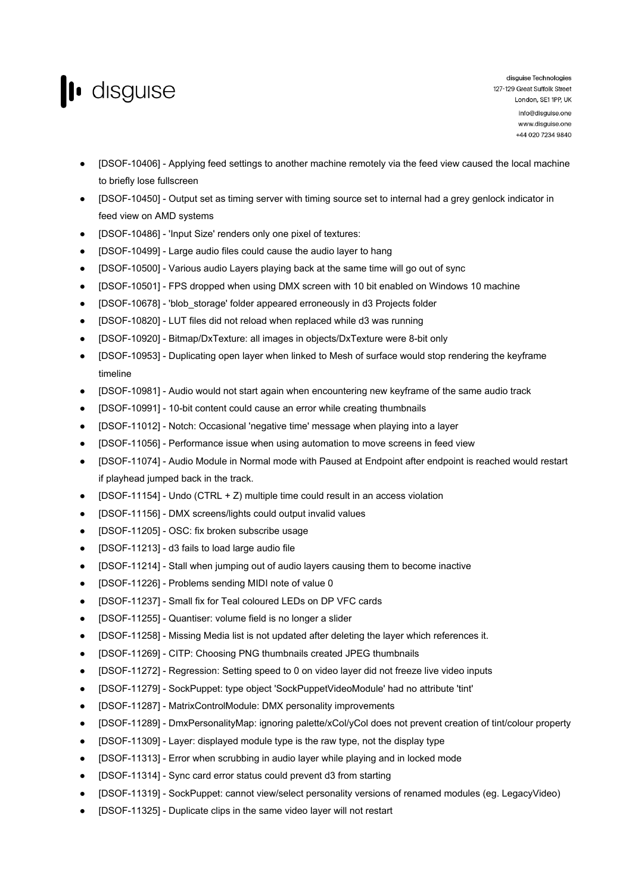- [DSOF-10406] - Applying feed settings to another machine remotely via the feed view caused the local machine to briefly lose fullscreen
- [DSOF-10450] - Output set as timing server with timing source set to internal had a grey genlock indicator in feed view on AMD systems
- [DSOF-10486] - 'Input Size' renders only one pixel of textures:
- [DSOF-10499] - Large audio files could cause the audio layer to hang
- [DSOF-10500] - Various audio Layers playing back at the same time will go out of sync
- [DSOF-10501] - FPS dropped when using DMX screen with 10 bit enabled on Windows 10 machine
- [DSOF-10678] - 'blob_storage' folder appeared erroneously in d3 Projects folder
- [DSOF-10820] - LUT files did not reload when replaced while d3 was running
- [DSOF-10920] - Bitmap/DxTexture: all images in objects/DxTexture were 8-bit only
- [DSOF-10953] - Duplicating open layer when linked to Mesh of surface would stop rendering the keyframe timeline
- [DSOF-10981] - Audio would not start again when encountering new keyframe of the same audio track
- [DSOF-10991] - 10-bit content could cause an error while creating thumbnails
- [DSOF-11012] - Notch: Occasional 'negative time' message when playing into a layer
- [DSOF-11056] - Performance issue when using automation to move screens in feed view
- [DSOF-11074] - Audio Module in Normal mode with Paused at Endpoint after endpoint is reached would restart if playhead jumped back in the track.
- [DSOF-11154] - Undo (CTRL + Z) multiple time could result in an access violation
- [DSOF-11156] - DMX screens/lights could output invalid values
- [DSOF-11205] - OSC: fix broken subscribe usage
- [DSOF-11213] - d3 fails to load large audio file
- [DSOF-11214] - Stall when jumping out of audio layers causing them to become inactive
- [DSOF-11226] - Problems sending MIDI note of value 0
- [DSOF-11237] - Small fix for Teal coloured LEDs on DP VFC cards
- [DSOF-11255] - Quantiser: volume field is no longer a slider
- [DSOF-11258] - Missing Media list is not updated after deleting the layer which references it.
- [DSOF-11269] - CITP: Choosing PNG thumbnails created JPEG thumbnails
- [DSOF-11272] - Regression: Setting speed to 0 on video layer did not freeze live video inputs
- [DSOF-11279] - SockPuppet: type object 'SockPuppetVideoModule' had no attribute 'tint'
- [DSOF-11287] - MatrixControlModule: DMX personality improvements
- [DSOF-11289] - DmxPersonalityMap: ignoring palette/xCol/yCol does not prevent creation of tint/colour property
- [DSOF-11309] - Layer: displayed module type is the raw type, not the display type
- [DSOF-11313] - Error when scrubbing in audio layer while playing and in locked mode
- [DSOF-11314] - Sync card error status could prevent d3 from starting
- [DSOF-11319] - SockPuppet: cannot view/select personality versions of renamed modules (eg. LegacyVideo)
- [DSOF-11325] - Duplicate clips in the same video layer will not restart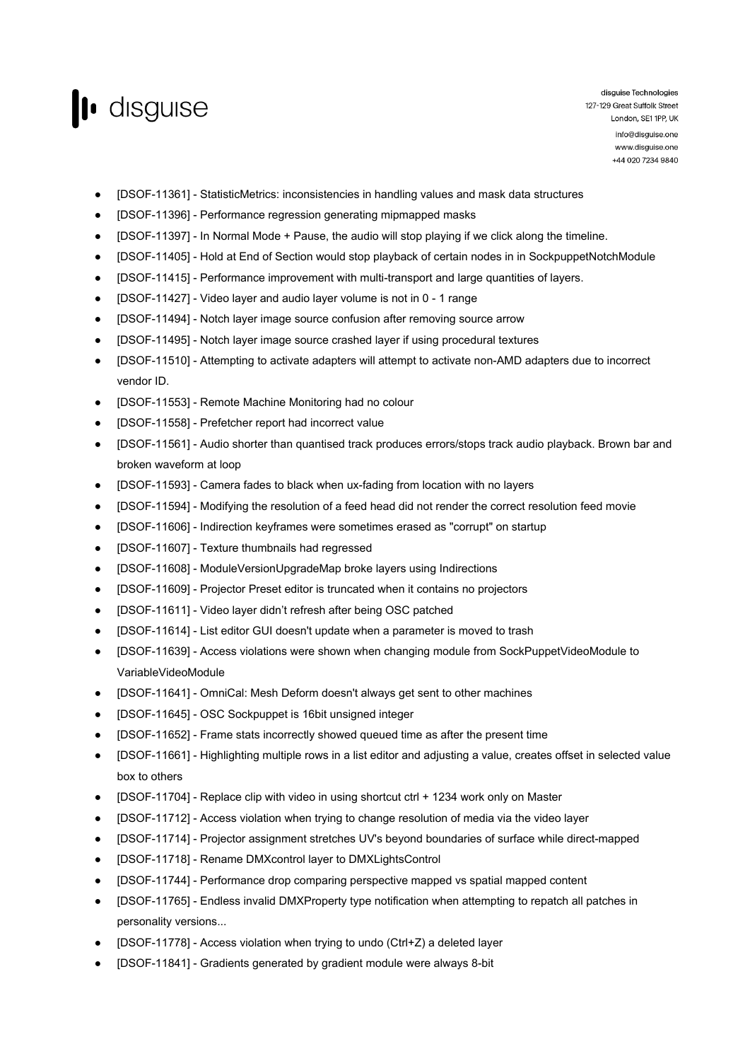- [DSOF-11361] - StatisticMetrics: inconsistencies in handling values and mask data structures
- [DSOF-11396] - Performance regression generating mipmapped masks
- [DSOF-11397] - In Normal Mode + Pause, the audio will stop playing if we click along the timeline.
- [DSOF-11405] - Hold at End of Section would stop playback of certain nodes in in SockpuppetNotchModule
- [DSOF-11415] - Performance improvement with multi-transport and large quantities of layers.
- [DSOF-11427] - Video layer and audio layer volume is not in 0 - 1 range
- [DSOF-11494] - Notch layer image source confusion after removing source arrow
- [DSOF-11495] - Notch layer image source crashed layer if using procedural textures
- [DSOF-11510] - Attempting to activate adapters will attempt to activate non-AMD adapters due to incorrect vendor ID.
- [DSOF-11553] - Remote Machine Monitoring had no colour
- [DSOF-11558] - Prefetcher report had incorrect value
- [DSOF-11561] - Audio shorter than quantised track produces errors/stops track audio playback. Brown bar and broken waveform at loop
- [DSOF-11593] - Camera fades to black when ux-fading from location with no layers
- [DSOF-11594] - Modifying the resolution of a feed head did not render the correct resolution feed movie
- [DSOF-11606] - Indirection keyframes were sometimes erased as "corrupt" on startup
- [DSOF-11607] - Texture thumbnails had regressed
- [DSOF-11608] - ModuleVersionUpgradeMap broke layers using Indirections
- [DSOF-11609] - Projector Preset editor is truncated when it contains no projectors
- [DSOF-11611] - Video layer didn't refresh after being OSC patched
- [DSOF-11614] - List editor GUI doesn't update when a parameter is moved to trash
- [DSOF-11639] - Access violations were shown when changing module from SockPuppetVideoModule to VariableVideoModule
- [DSOF-11641] - OmniCal: Mesh Deform doesn't always get sent to other machines
- [DSOF-11645] - OSC Sockpuppet is 16bit unsigned integer
- [DSOF-11652] - Frame stats incorrectly showed queued time as after the present time
- [DSOF-11661] - Highlighting multiple rows in a list editor and adjusting a value, creates offset in selected value box to others
- [DSOF-11704] - Replace clip with video in using shortcut ctrl + 1234 work only on Master
- [DSOF-11712] - Access violation when trying to change resolution of media via the video layer
- [DSOF-11714] - Projector assignment stretches UV's beyond boundaries of surface while direct-mapped
- [DSOF-11718] - Rename DMXcontrol layer to DMXLightsControl
- [DSOF-11744] - Performance drop comparing perspective mapped vs spatial mapped content
- [DSOF-11765] - Endless invalid DMXProperty type notification when attempting to repatch all patches in personality versions...
- [DSOF-11778] - Access violation when trying to undo (Ctrl+Z) a deleted layer
- [DSOF-11841] - Gradients generated by gradient module were always 8-bit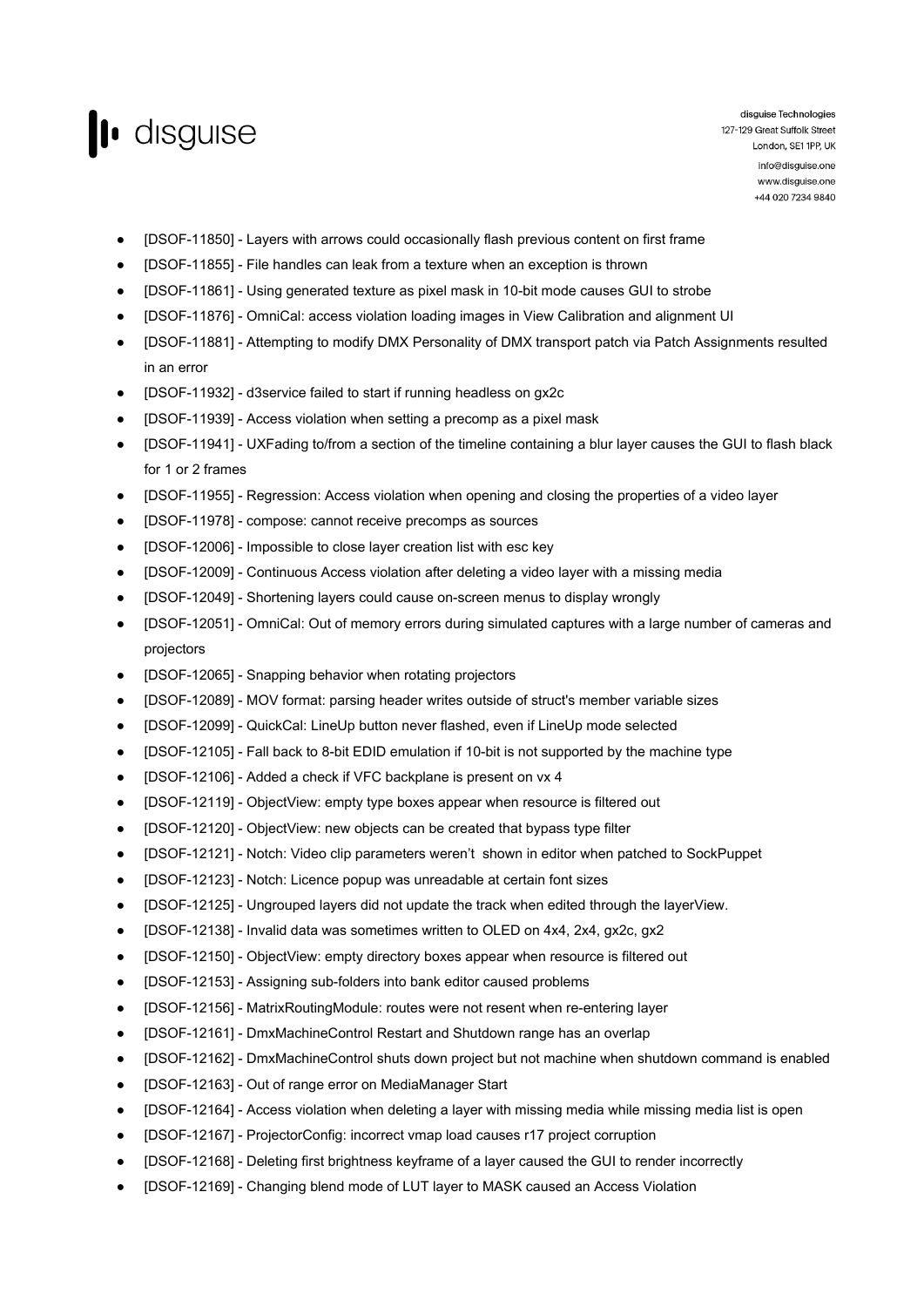- [DSOF-11850] - Layers with arrows could occasionally flash previous content on first frame
- [DSOF-11855] - File handles can leak from a texture when an exception is thrown
- [DSOF-11861] - Using generated texture as pixel mask in 10-bit mode causes GUI to strobe
- [DSOF-11876] - OmniCal: access violation loading images in View Calibration and alignment UI
- [DSOF-11881] - Attempting to modify DMX Personality of DMX transport patch via Patch Assignments resulted in an error
- [DSOF-11932] - d3service failed to start if running headless on gx2c
- [DSOF-11939] - Access violation when setting a precomp as a pixel mask
- [DSOF-11941] - UXFading to/from a section of the timeline containing a blur layer causes the GUI to flash black for 1 or 2 frames
- [DSOF-11955] - Regression: Access violation when opening and closing the properties of a video layer
- [DSOF-11978] - compose: cannot receive precomps as sources
- [DSOF-12006] - Impossible to close layer creation list with esc key
- [DSOF-12009] - Continuous Access violation after deleting a video layer with a missing media
- [DSOF-12049] - Shortening layers could cause on-screen menus to display wrongly
- [DSOF-12051] - OmniCal: Out of memory errors during simulated captures with a large number of cameras and projectors
- [DSOF-12065] - Snapping behavior when rotating projectors
- [DSOF-12089] - MOV format: parsing header writes outside of struct's member variable sizes
- [DSOF-12099] - QuickCal: LineUp button never flashed, even if LineUp mode selected
- [DSOF-12105] - Fall back to 8-bit EDID emulation if 10-bit is not supported by the machine type
- [DSOF-12106] - Added a check if VFC backplane is present on vx 4
- [DSOF-12119] - ObjectView: empty type boxes appear when resource is filtered out
- [DSOF-12120] - ObjectView: new objects can be created that bypass type filter
- [DSOF-12121] - Notch: Video clip parameters weren't shown in editor when patched to SockPuppet
- [DSOF-12123] - Notch: Licence popup was unreadable at certain font sizes
- [DSOF-12125] - Ungrouped layers did not update the track when edited through the layerView.
- [DSOF-12138] - Invalid data was sometimes written to OLED on 4x4, 2x4, gx2c, gx2
- [DSOF-12150] - ObjectView: empty directory boxes appear when resource is filtered out
- [DSOF-12153] - Assigning sub-folders into bank editor caused problems
- [DSOF-12156] - MatrixRoutingModule: routes were not resent when re-entering layer
- [DSOF-12161] - DmxMachineControl Restart and Shutdown range has an overlap
- [DSOF-12162] - DmxMachineControl shuts down project but not machine when shutdown command is enabled
- [DSOF-12163] - Out of range error on MediaManager Start
- [DSOF-12164] - Access violation when deleting a layer with missing media while missing media list is open
- [DSOF-12167] - ProjectorConfig: incorrect vmap load causes r17 project corruption
- [DSOF-12168] - Deleting first brightness keyframe of a layer caused the GUI to render incorrectly
- [DSOF-12169] - Changing blend mode of LUT layer to MASK caused an Access Violation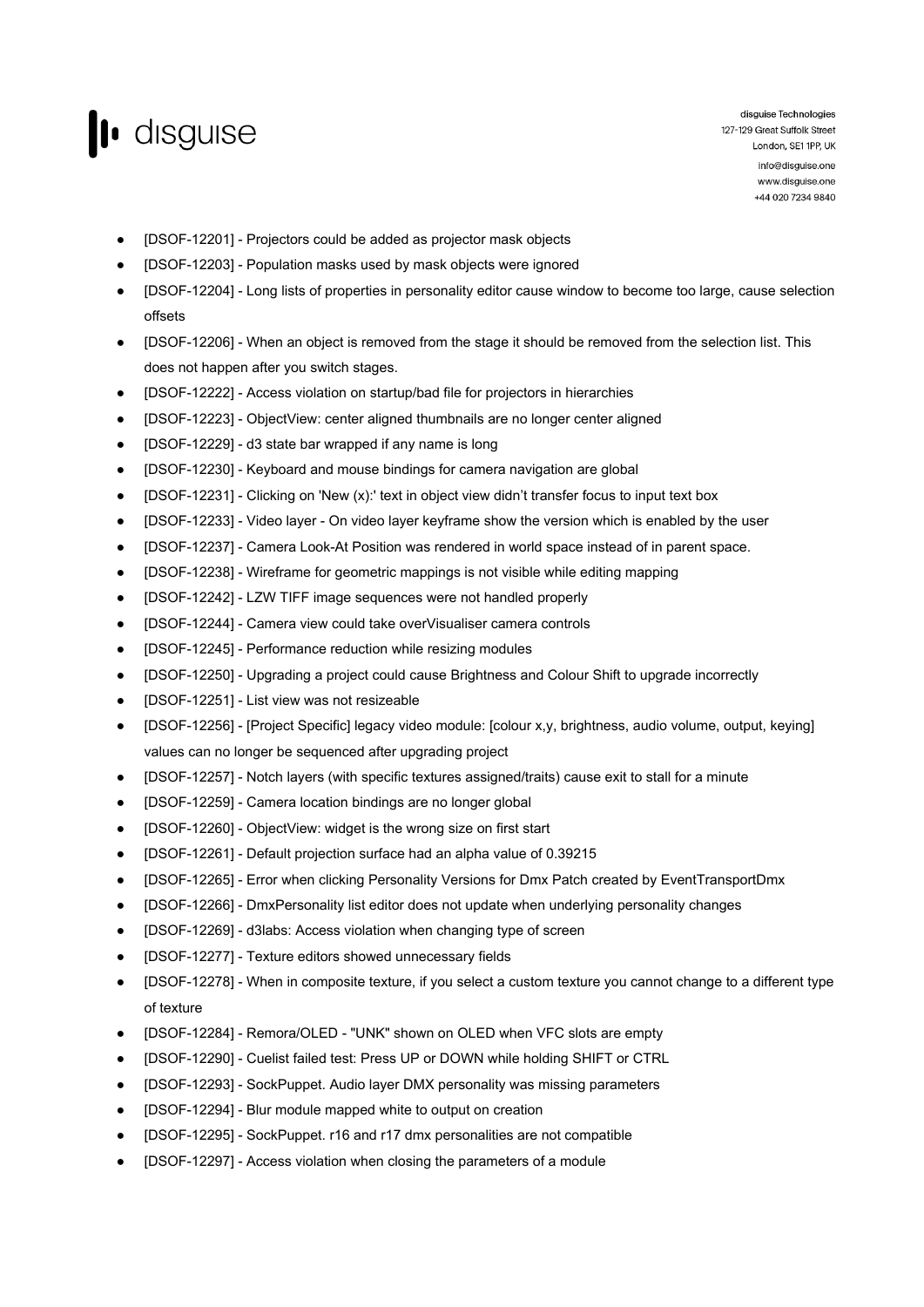- [DSOF-12201] - Projectors could be added as projector mask objects
- [DSOF-12203] - Population masks used by mask objects were ignored
- [DSOF-12204] - Long lists of properties in personality editor cause window to become too large, cause selection offsets
- [DSOF-12206] - When an object is removed from the stage it should be removed from the selection list. This does not happen after you switch stages.
- [DSOF-12222] - Access violation on startup/bad file for projectors in hierarchies
- [DSOF-12223] - ObjectView: center aligned thumbnails are no longer center aligned
- [DSOF-12229] - d3 state bar wrapped if any name is long
- [DSOF-12230] - Keyboard and mouse bindings for camera navigation are global
- [DSOF-12231] - Clicking on 'New (x):' text in object view didn't transfer focus to input text box
- [DSOF-12233] - Video layer - On video layer keyframe show the version which is enabled by the user
- [DSOF-12237] - Camera Look-At Position was rendered in world space instead of in parent space.
- [DSOF-12238] - Wireframe for geometric mappings is not visible while editing mapping
- [DSOF-12242] - LZW TIFF image sequences were not handled properly
- [DSOF-12244] - Camera view could take overVisualiser camera controls
- [DSOF-12245] - Performance reduction while resizing modules
- [DSOF-12250] - Upgrading a project could cause Brightness and Colour Shift to upgrade incorrectly
- [DSOF-12251] - List view was not resizeable
- [DSOF-12256] - [Project Specific] legacy video module: [colour x,y, brightness, audio volume, output, keying] values can no longer be sequenced after upgrading project
- [DSOF-12257] - Notch layers (with specific textures assigned/traits) cause exit to stall for a minute
- [DSOF-12259] - Camera location bindings are no longer global
- [DSOF-12260] - ObjectView: widget is the wrong size on first start
- [DSOF-12261] - Default projection surface had an alpha value of 0.39215
- [DSOF-12265] - Error when clicking Personality Versions for Dmx Patch created by EventTransportDmx
- [DSOF-12266] - DmxPersonality list editor does not update when underlying personality changes
- [DSOF-12269] - d3labs: Access violation when changing type of screen
- [DSOF-12277] - Texture editors showed unnecessary fields
- [DSOF-12278] - When in composite texture, if you select a custom texture you cannot change to a different type of texture
- [DSOF-12284] - Remora/OLED - "UNK" shown on OLED when VFC slots are empty
- [DSOF-12290] - Cuelist failed test: Press UP or DOWN while holding SHIFT or CTRL
- [DSOF-12293] - SockPuppet. Audio layer DMX personality was missing parameters
- [DSOF-12294] - Blur module mapped white to output on creation
- [DSOF-12295] - SockPuppet. r16 and r17 dmx personalities are not compatible
- [DSOF-12297] - Access violation when closing the parameters of a module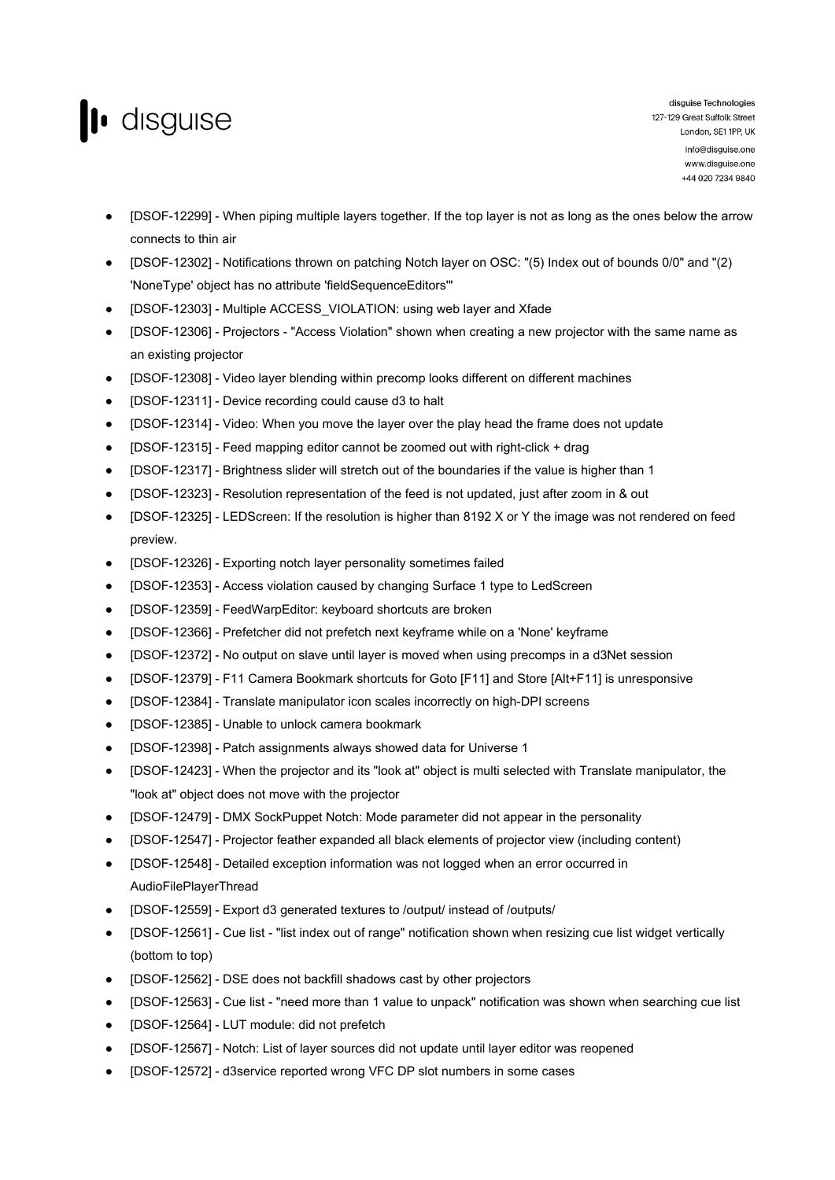- [DSOF-12299] - When piping multiple layers together. If the top layer is not as long as the ones below the arrow connects to thin air
- [DSOF-12302] - Notifications thrown on patching Notch layer on OSC: "(5) Index out of bounds 0/0" and "(2) 'NoneType' object has no attribute 'fieldSequenceEditors'"
- [DSOF-12303] - Multiple ACCESS_VIOLATION: using web layer and Xfade
- [DSOF-12306] - Projectors - "Access Violation" shown when creating a new projector with the same name as an existing projector
- [DSOF-12308] - Video layer blending within precomp looks different on different machines
- [DSOF-12311] - Device recording could cause d3 to halt
- [DSOF-12314] - Video: When you move the layer over the play head the frame does not update
- [DSOF-12315] - Feed mapping editor cannot be zoomed out with right-click + drag
- [DSOF-12317] - Brightness slider will stretch out of the boundaries if the value is higher than 1
- [DSOF-12323] - Resolution representation of the feed is not updated, just after zoom in & out
- [DSOF-12325] - LEDScreen: If the resolution is higher than 8192 X or Y the image was not rendered on feed preview.
- [DSOF-12326] - Exporting notch layer personality sometimes failed
- [DSOF-12353] - Access violation caused by changing Surface 1 type to LedScreen
- [DSOF-12359] - FeedWarpEditor: keyboard shortcuts are broken
- [DSOF-12366] - Prefetcher did not prefetch next keyframe while on a 'None' keyframe
- [DSOF-12372] - No output on slave until layer is moved when using precomps in a d3Net session
- [DSOF-12379] - F11 Camera Bookmark shortcuts for Goto [F11] and Store [Alt+F11] is unresponsive
- [DSOF-12384] - Translate manipulator icon scales incorrectly on high-DPI screens
- [DSOF-12385] - Unable to unlock camera bookmark
- [DSOF-12398] - Patch assignments always showed data for Universe 1
- [DSOF-12423] - When the projector and its "look at" object is multi selected with Translate manipulator, the "look at" object does not move with the projector
- [DSOF-12479] - DMX SockPuppet Notch: Mode parameter did not appear in the personality
- [DSOF-12547] - Projector feather expanded all black elements of projector view (including content)
- [DSOF-12548] - Detailed exception information was not logged when an error occurred in AudioFilePlayerThread
- [DSOF-12559] - Export d3 generated textures to /output/ instead of /outputs/
- [DSOF-12561] - Cue list - "list index out of range" notification shown when resizing cue list widget vertically (bottom to top)
- [DSOF-12562] - DSE does not backfill shadows cast by other projectors
- [DSOF-12563] - Cue list - "need more than 1 value to unpack" notification was shown when searching cue list
- [DSOF-12564] - LUT module: did not prefetch
- [DSOF-12567] - Notch: List of layer sources did not update until layer editor was reopened
- [DSOF-12572] - d3service reported wrong VFC DP slot numbers in some cases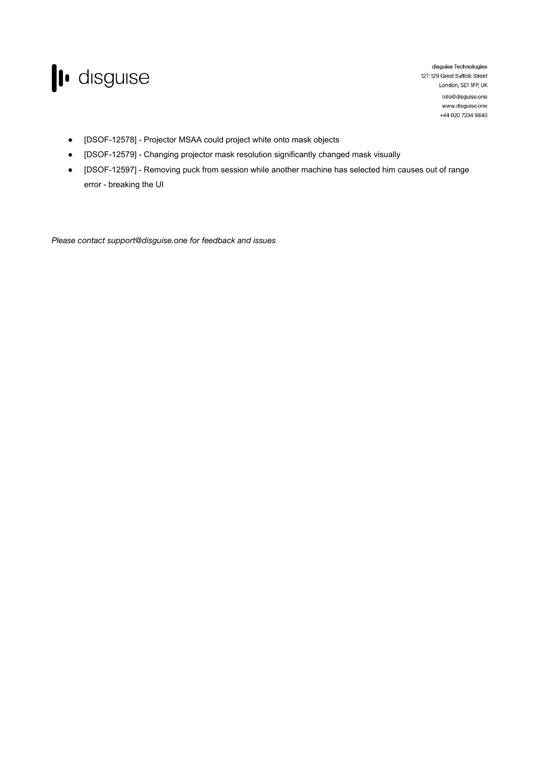- [DSOF-12578] - Projector MSAA could project white onto mask objects
- [DSOF-12579] - Changing projector mask resolution significantly changed mask visually
- [DSOF-12597] - Removing puck from session while another machine has selected him causes out of range error - breaking the UI

*Please contact support@disguise.one for feedback and issues*